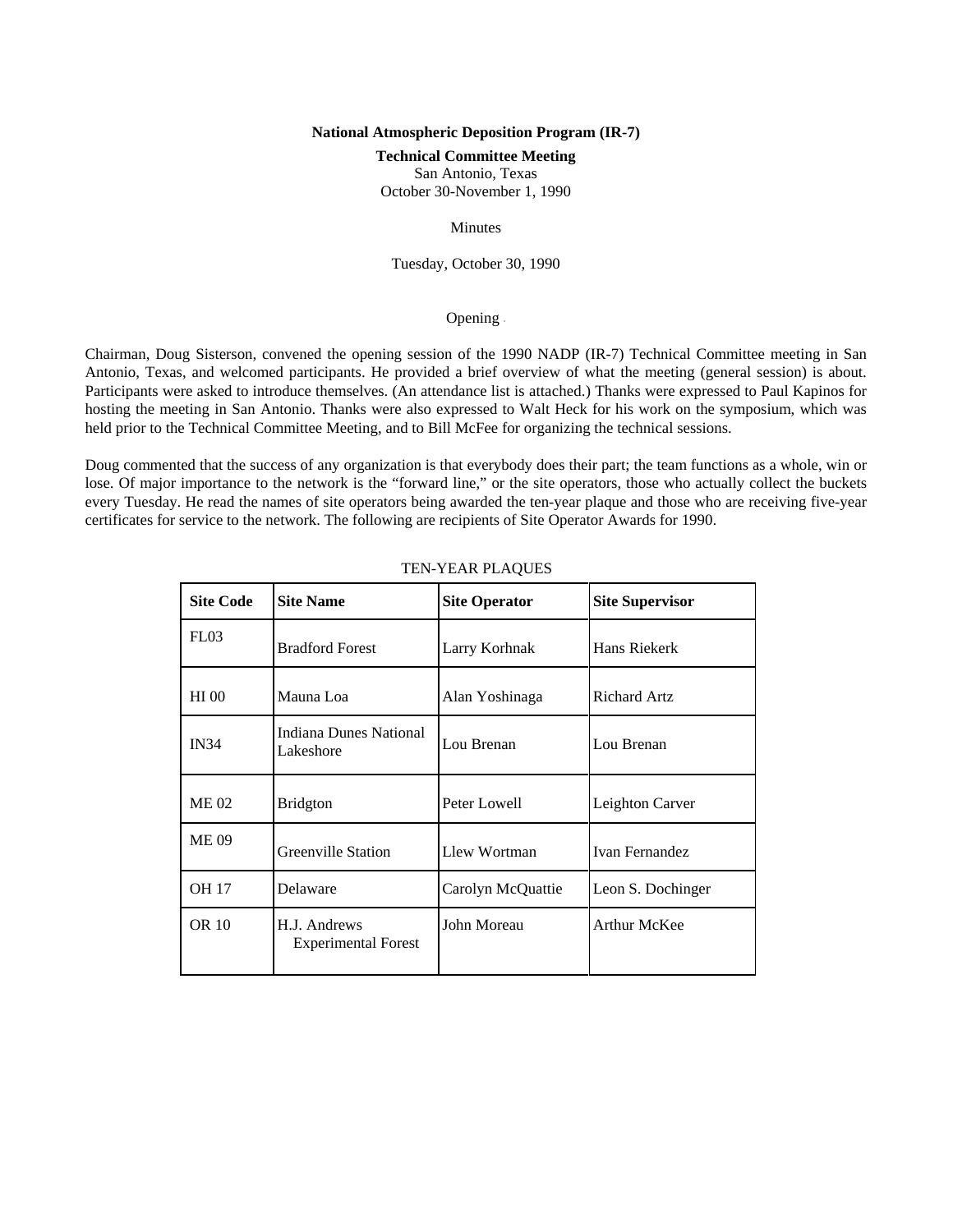**National Atmospheric Deposition Program (IR-7)**

**Technical Committee Meeting**

San Antonio, Texas

October 30-November 1, 1990

Minutes

Tuesday, October 30, 1990

Opening

Chairman, Doug Sisterson, convened the opening session of the 1990 NADP (IR-7) Technical Committee meeting in San Antonio, Texas, and welcomed participants. He provided a brief overview of what the meeting (general session) is about. Participants were asked to introduce themselves. (An attendance list is attached.) Thanks were expressed to Paul Kapinos for hosting the meeting in San Antonio. Thanks were also expressed to Walt Heck for his work on the symposium, which was held prior to the Technical Committee Meeting, and to Bill McFee for organizing the technical sessions.

Doug commented that the success of any organization is that everybody does their part; the team functions as a whole, win or lose. Of major importance to the network is the "forward line," or the site operators, those who actually collect the buckets every Tuesday. He read the names of site operators being awarded the ten-year plaque and those who are receiving five-year certificates for service to the network. The following are recipients of Site Operator Awards for 1990.

TEN-YEAR PLAQUES

| Site Code | Site Name | Site Operator | Site Supervisor |
|---|---|---|---|
| FL03 | Bradford Forest | Larry Korhnak | Hans Riekerk |
| HI 00 | Mauna Loa | Alan Yoshinaga | Richard Artz |
| IN34 | Indiana Dunes National Lakeshore | Lou Brenan | Lou Brenan |
| ME 02 | Bridgton | Peter Lowell | Leighton Carver |
| ME 09 | Greenville Station | Llew Wortman | Ivan Fernandez |
| OH 17 | Delaware | Carolyn McQuattie | Leon S. Dochinger |
| OR 10 | H.J. Andrews Experimental Forest | John Moreau | Arthur McKee |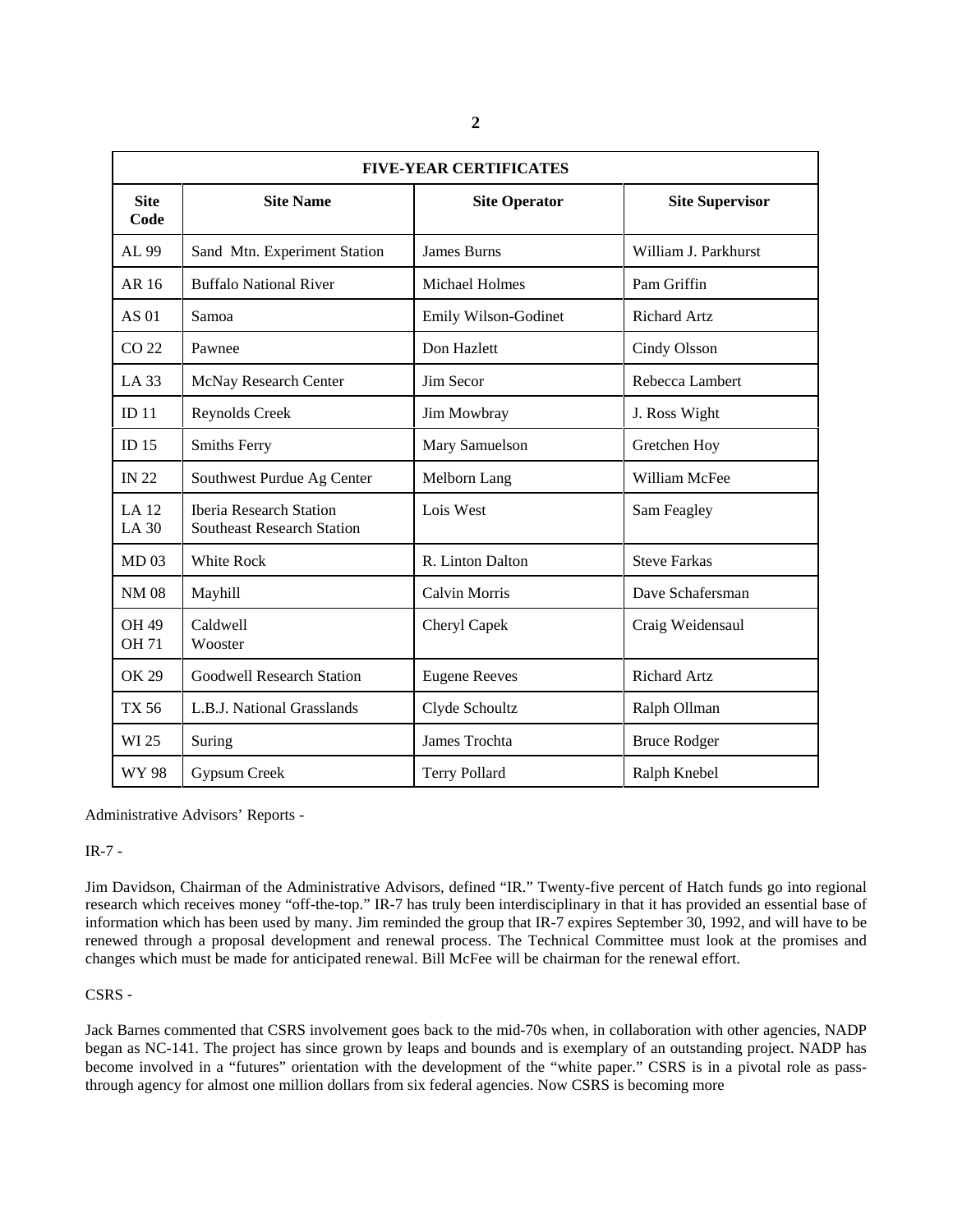| FIVE-YEAR CERTIFICATES | | | |
|---|---|---|---|
| **Site Code** | **Site Name** | **Site Operator** | **Site Supervisor** |
| AL 99 | Sand Mtn. Experiment Station | James Burns | William J. Parkhurst |
| AR 16 | Buffalo National River | Michael Holmes | Pam Griffin |
| AS 01 | Samoa | Emily Wilson-Godinet | Richard Artz |
| CO 22 | Pawnee | Don Hazlett | Cindy Olsson |
| LA 33 | McNay Research Center | Jim Secor | Rebecca Lambert |
| ID 11 | Reynolds Creek | Jim Mowbray | J. Ross Wight |
| ID 15 | Smiths Ferry | Mary Samuelson | Gretchen Hoy |
| IN 22 | Southwest Purdue Ag Center | Melborn Lang | William McFee |
| LA 12<br>LA 30 | Iberia Research Station<br>Southeast Research Station | Lois West | Sam Feagley |
| MD 03 | White Rock | R. Linton Dalton | Steve Farkas |
| NM 08 | Mayhill | Calvin Morris | Dave Schafersman |
| OH 49<br>OH 71 | Caldwell<br>Wooster | Cheryl Capek | Craig Weidensaul |
| OK 29 | Goodwell Research Station | Eugene Reeves | Richard Artz |
| TX 56 | L.B.J. National Grasslands | Clyde Schoultz | Ralph Ollman |
| WI 25 | Suring | James Trochta | Bruce Rodger |
| WY 98 | Gypsum Creek | Terry Pollard | Ralph Knebel |

Administrative Advisors' Reports -

IR-7 -

Jim Davidson, Chairman of the Administrative Advisors, defined "IR." Twenty-five percent of Hatch funds go into regional research which receives money "off-the-top." IR-7 has truly been interdisciplinary in that it has provided an essential base of information which has been used by many. Jim reminded the group that IR-7 expires September 30, 1992, and will have to be renewed through a proposal development and renewal process. The Technical Committee must look at the promises and changes which must be made for anticipated renewal. Bill McFee will be chairman for the renewal effort.

CSRS -

Jack Barnes commented that CSRS involvement goes back to the mid-70s when, in collaboration with other agencies, NADP began as NC-141. The project has since grown by leaps and bounds and is exemplary of an outstanding project. NADP has become involved in a "futures" orientation with the development of the "white paper." CSRS is in a pivotal role as pass-through agency for almost one million dollars from six federal agencies. Now CSRS is becoming more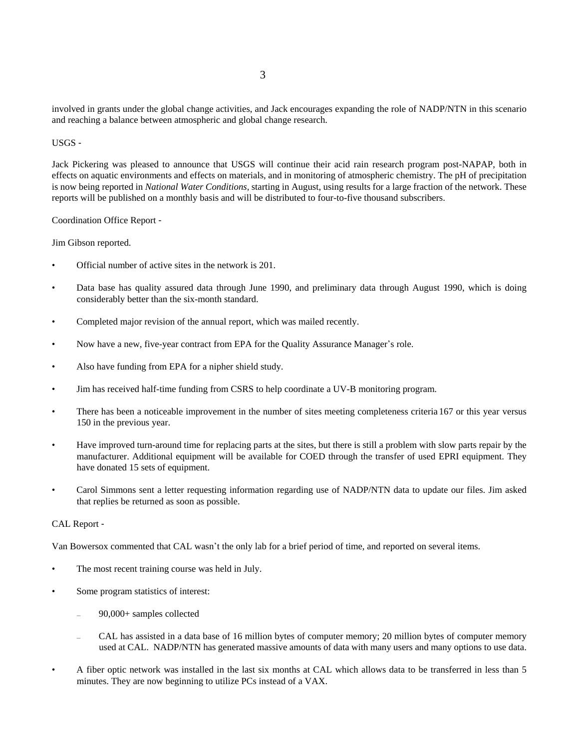involved in grants under the global change activities, and Jack encourages expanding the role of NADP/NTN in this scenario and reaching a balance between atmospheric and global change research.

USGS -

Jack Pickering was pleased to announce that USGS will continue their acid rain research program post-NAPAP, both in effects on aquatic environments and effects on materials, and in monitoring of atmospheric chemistry. The pH of precipitation is now being reported in *National Water Conditions,* starting in August, using results for a large fraction of the network. These reports will be published on a monthly basis and will be distributed to four-to-five thousand subscribers.

Coordination Office Report -

Jim Gibson reported.

- Official number of active sites in the network is 201.
- Data base has quality assured data through June 1990, and preliminary data through August 1990, which is doing considerably better than the six-month standard.
- Completed major revision of the annual report, which was mailed recently.
- Now have a new, five-year contract from EPA for the Quality Assurance Manager's role.
- Also have funding from EPA for a nipher shield study.
- Jim has received half-time funding from CSRS to help coordinate a UV-B monitoring program.
- There has been a noticeable improvement in the number of sites meeting completeness criteria 167 or this year versus 150 in the previous year.
- Have improved turn-around time for replacing parts at the sites, but there is still a problem with slow parts repair by the manufacturer. Additional equipment will be available for COED through the transfer of used EPRI equipment. They have donated 15 sets of equipment.
- Carol Simmons sent a letter requesting information regarding use of NADP/NTN data to update our files. Jim asked that replies be returned as soon as possible.

CAL Report -

Van Bowersox commented that CAL wasn't the only lab for a brief period of time, and reported on several items.

- The most recent training course was held in July.
- Some program statistics of interest:
  - 90,000+ samples collected
  - CAL has assisted in a data base of 16 million bytes of computer memory; 20 million bytes of computer memory used at CAL. NADP/NTN has generated massive amounts of data with many users and many options to use data.
- A fiber optic network was installed in the last six months at CAL which allows data to be transferred in less than 5 minutes. They are now beginning to utilize PCs instead of a VAX.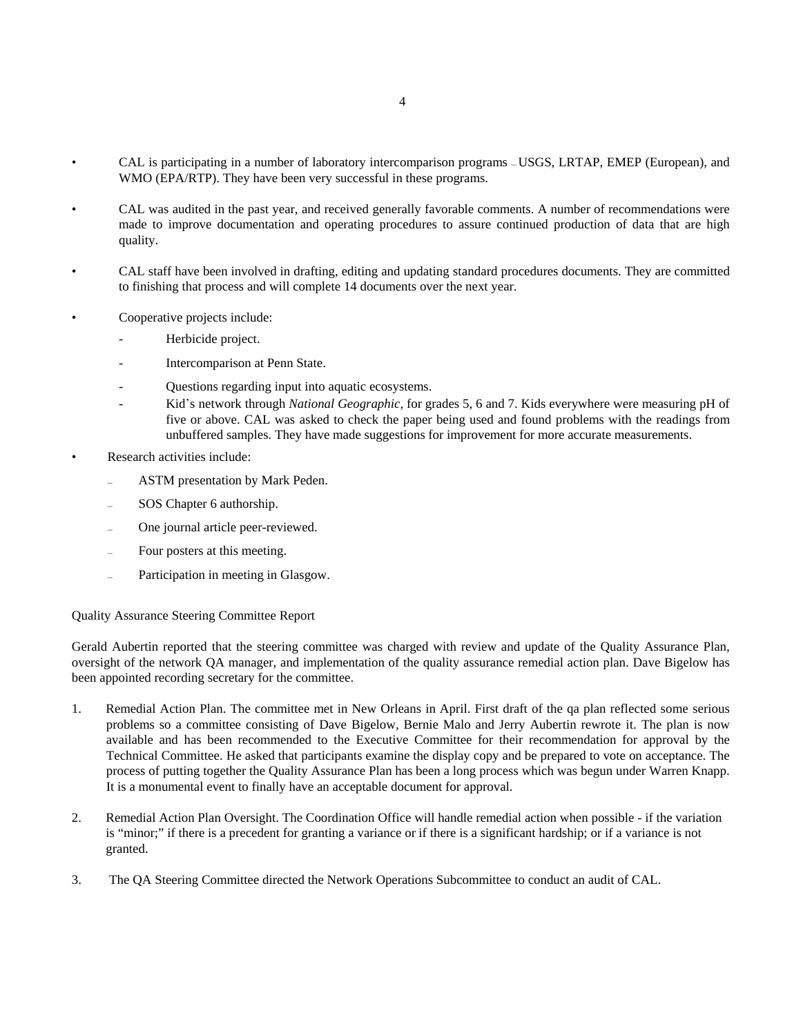- CAL is participating in a number of laboratory intercomparison programs – USGS, LRTAP, EMEP (European), and WMO (EPA/RTP). They have been very successful in these programs.

- CAL was audited in the past year, and received generally favorable comments. A number of recommendations were made to improve documentation and operating procedures to assure continued production of data that are high quality.

- CAL staff have been involved in drafting, editing and updating standard procedures documents. They are committed to finishing that process and will complete 14 documents over the next year.

- Cooperative projects include:
  - Herbicide project.
  - Intercomparison at Penn State.
  - Questions regarding input into aquatic ecosystems.
  - Kid's network through *National Geographic,* for grades 5, 6 and 7. Kids everywhere were measuring pH of five or above. CAL was asked to check the paper being used and found problems with the readings from unbuffered samples. They have made suggestions for improvement for more accurate measurements.

- Research activities include:
  - ASTM presentation by Mark Peden.
  - SOS Chapter 6 authorship.
  - One journal article peer-reviewed.
  - Four posters at this meeting.
  - Participation in meeting in Glasgow.

Quality Assurance Steering Committee Report

Gerald Aubertin reported that the steering committee was charged with review and update of the Quality Assurance Plan, oversight of the network QA manager, and implementation of the quality assurance remedial action plan. Dave Bigelow has been appointed recording secretary for the committee.

1. Remedial Action Plan. The committee met in New Orleans in April. First draft of the qa plan reflected some serious problems so a committee consisting of Dave Bigelow, Bernie Malo and Jerry Aubertin rewrote it. The plan is now available and has been recommended to the Executive Committee for their recommendation for approval by the Technical Committee. He asked that participants examine the display copy and be prepared to vote on acceptance. The process of putting together the Quality Assurance Plan has been a long process which was begun under Warren Knapp. It is a monumental event to finally have an acceptable document for approval.

2. Remedial Action Plan Oversight. The Coordination Office will handle remedial action when possible - if the variation is "minor;" if there is a precedent for granting a variance or if there is a significant hardship; or if a variance is not granted.

3. The QA Steering Committee directed the Network Operations Subcommittee to conduct an audit of CAL.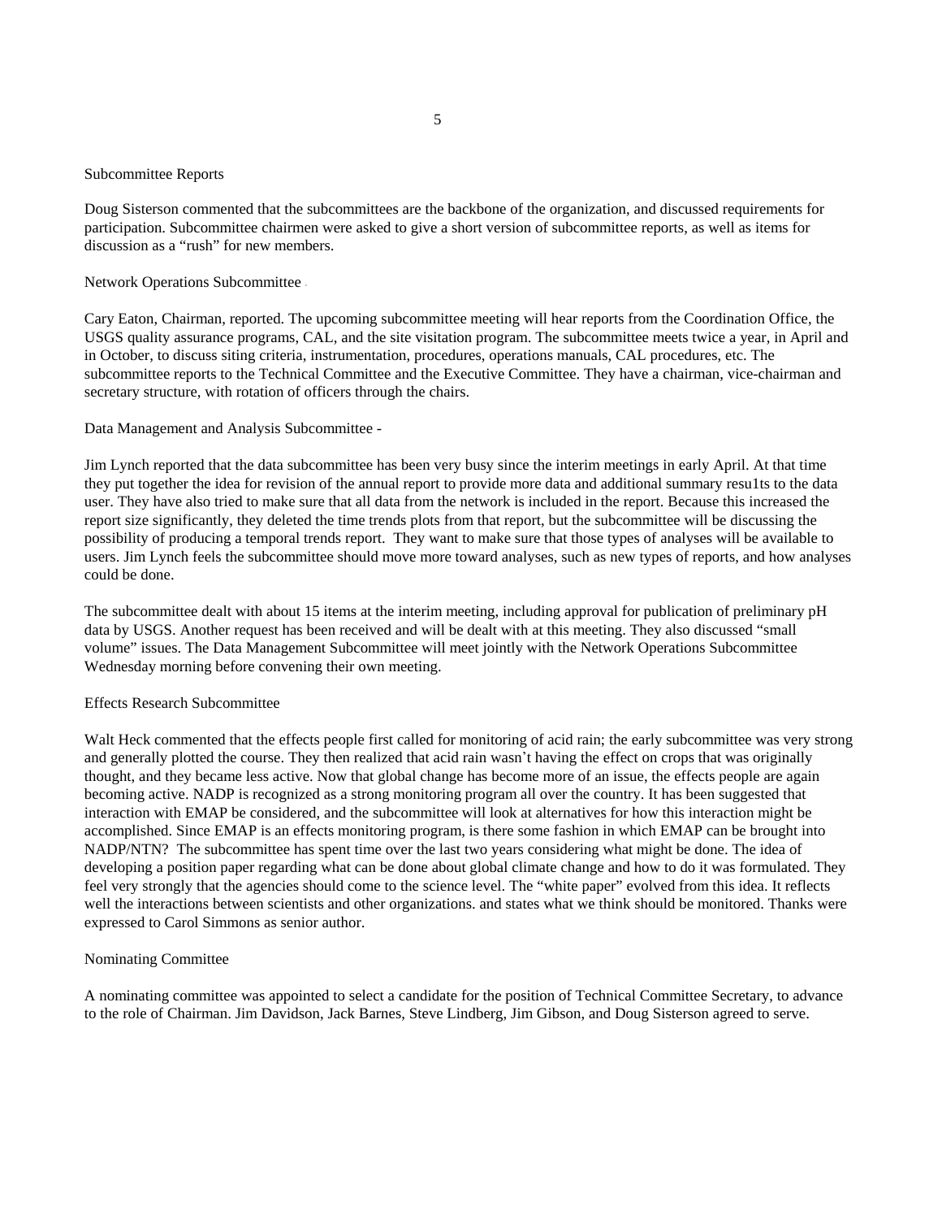## Subcommittee Reports

Doug Sisterson commented that the subcommittees are the backbone of the organization, and discussed requirements for participation. Subcommittee chairmen were asked to give a short version of subcommittee reports, as well as items for discussion as a "rush" for new members.

### Network Operations Subcommittee

Cary Eaton, Chairman, reported. The upcoming subcommittee meeting will hear reports from the Coordination Office, the USGS quality assurance programs, CAL, and the site visitation program. The subcommittee meets twice a year, in April and in October, to discuss siting criteria, instrumentation, procedures, operations manuals, CAL procedures, etc. The subcommittee reports to the Technical Committee and the Executive Committee. They have a chairman, vice-chairman and secretary structure, with rotation of officers through the chairs.

### Data Management and Analysis Subcommittee -

Jim Lynch reported that the data subcommittee has been very busy since the interim meetings in early April. At that time they put together the idea for revision of the annual report to provide more data and additional summary resu1ts to the data user. They have also tried to make sure that all data from the network is included in the report. Because this increased the report size significantly, they deleted the time trends plots from that report, but the subcommittee will be discussing the possibility of producing a temporal trends report. They want to make sure that those types of analyses will be available to users. Jim Lynch feels the subcommittee should move more toward analyses, such as new types of reports, and how analyses could be done.

The subcommittee dealt with about 15 items at the interim meeting, including approval for publication of preliminary pH data by USGS. Another request has been received and will be dealt with at this meeting. They also discussed "small volume" issues. The Data Management Subcommittee will meet jointly with the Network Operations Subcommittee Wednesday morning before convening their own meeting.

### Effects Research Subcommittee

Walt Heck commented that the effects people first called for monitoring of acid rain; the early subcommittee was very strong and generally plotted the course. They then realized that acid rain wasn't having the effect on crops that was originally thought, and they became less active. Now that global change has become more of an issue, the effects people are again becoming active. NADP is recognized as a strong monitoring program all over the country. It has been suggested that interaction with EMAP be considered, and the subcommittee will look at alternatives for how this interaction might be accomplished. Since EMAP is an effects monitoring program, is there some fashion in which EMAP can be brought into NADP/NTN? The subcommittee has spent time over the last two years considering what might be done. The idea of developing a position paper regarding what can be done about global climate change and how to do it was formulated. They feel very strongly that the agencies should come to the science level. The "white paper" evolved from this idea. It reflects well the interactions between scientists and other organizations. and states what we think should be monitored. Thanks were expressed to Carol Simmons as senior author.

### Nominating Committee

A nominating committee was appointed to select a candidate for the position of Technical Committee Secretary, to advance to the role of Chairman. Jim Davidson, Jack Barnes, Steve Lindberg, Jim Gibson, and Doug Sisterson agreed to serve.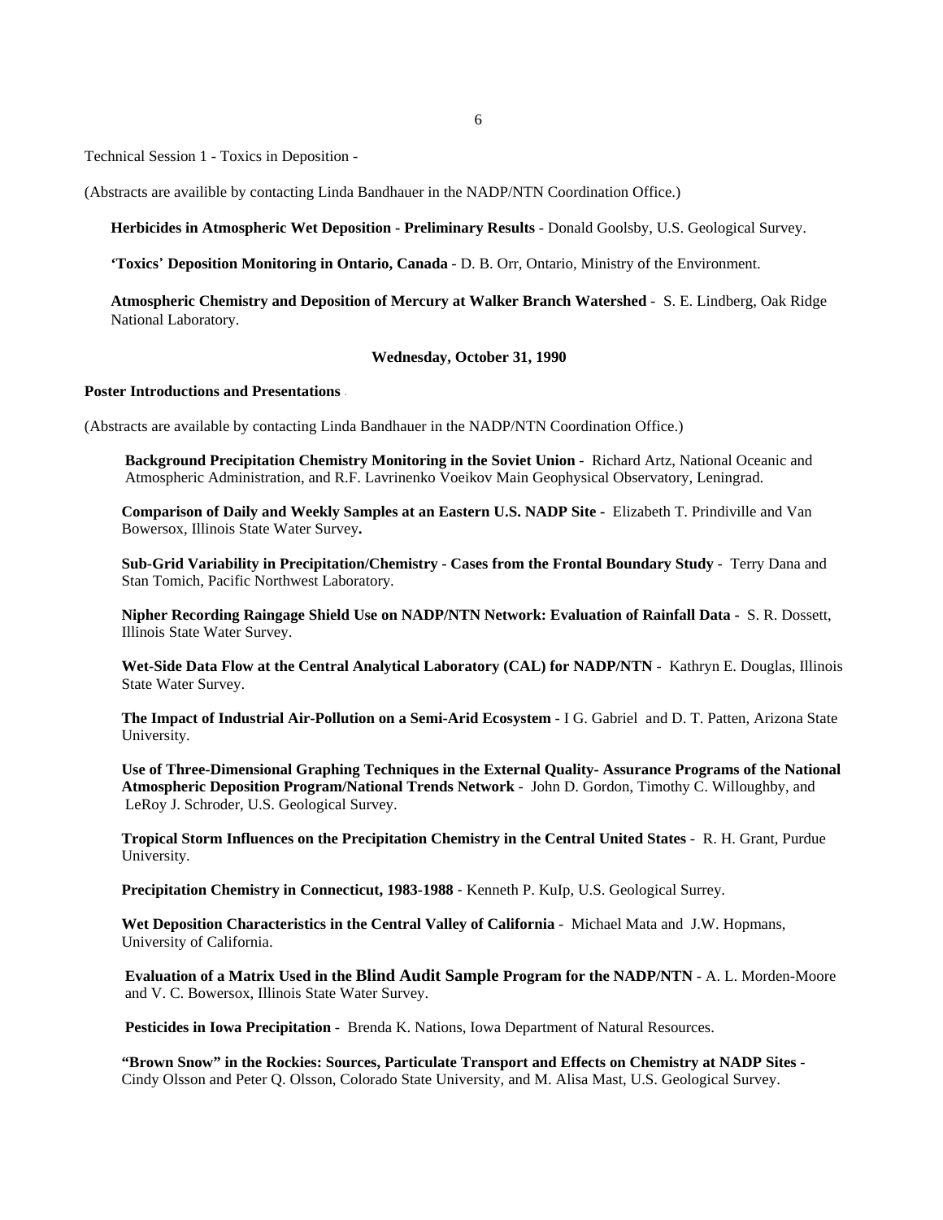Technical Session 1 - Toxics in Deposition -

(Abstracts are availible by contacting Linda Bandhauer in the NADP/NTN Coordination Office.)

**Herbicides in Atmospheric Wet Deposition - Preliminary Results** - Donald Goolsby, U.S. Geological Survey.

**'Toxics' Deposition Monitoring in Ontario, Canada** - D. B. Orr, Ontario, Ministry of the Environment.

**Atmospheric Chemistry and Deposition of Mercury at Walker Branch Watershed** - S. E. Lindberg, Oak Ridge National Laboratory.

**Wednesday, October 31, 1990**

**Poster Introductions and Presentations**

(Abstracts are available by contacting Linda Bandhauer in the NADP/NTN Coordination Office.)

**Background Precipitation Chemistry Monitoring in the Soviet Union** - Richard Artz, National Oceanic and Atmospheric Administration, and R.F. Lavrinenko Voeikov Main Geophysical Observatory, Leningrad.

**Comparison of Daily and Weekly Samples at an Eastern U.S. NADP Site** - Elizabeth T. Prindiville and Van Bowersox, Illinois State Water Survey**.**

**Sub-Grid Variability in Precipitation/Chemistry - Cases from the Frontal Boundary Study** - Terry Dana and Stan Tomich, Pacific Northwest Laboratory.

**Nipher Recording Raingage Shield Use on NADP/NTN Network: Evaluation of Rainfall Data** - S. R. Dossett, Illinois State Water Survey.

**Wet-Side Data Flow at the Central Analytical Laboratory (CAL) for NADP/NTN** - Kathryn E. Douglas, Illinois State Water Survey.

**The Impact of Industrial Air-Pollution on a Semi-Arid Ecosystem** - I G. Gabriel and D. T. Patten, Arizona State University.

**Use of Three-Dimensional Graphing Techniques in the External Quality- Assurance Programs of the National Atmospheric Deposition Program/National Trends Network** - John D. Gordon, Timothy C. Willoughby, and LeRoy J. Schroder, U.S. Geological Survey.

**Tropical Storm Influences on the Precipitation Chemistry in the Central United States** - R. H. Grant, Purdue University.

**Precipitation Chemistry in Connecticut, 1983-1988** - Kenneth P. KuIp, U.S. Geological Surrey.

**Wet Deposition Characteristics in the Central Valley of California** - Michael Mata and J.W. Hopmans, University of California.

**Evaluation of a Matrix Used in the Blind Audit Sample Program for the NADP/NTN** - A. L. Morden-Moore and V. C. Bowersox, Illinois State Water Survey.

**Pesticides in Iowa Precipitation** - Brenda K. Nations, Iowa Department of Natural Resources.

**"Brown Snow" in the Rockies: Sources, Particulate Transport and Effects on Chemistry at NADP Sites** - Cindy Olsson and Peter Q. Olsson, Colorado State University, and M. Alisa Mast, U.S. Geological Survey.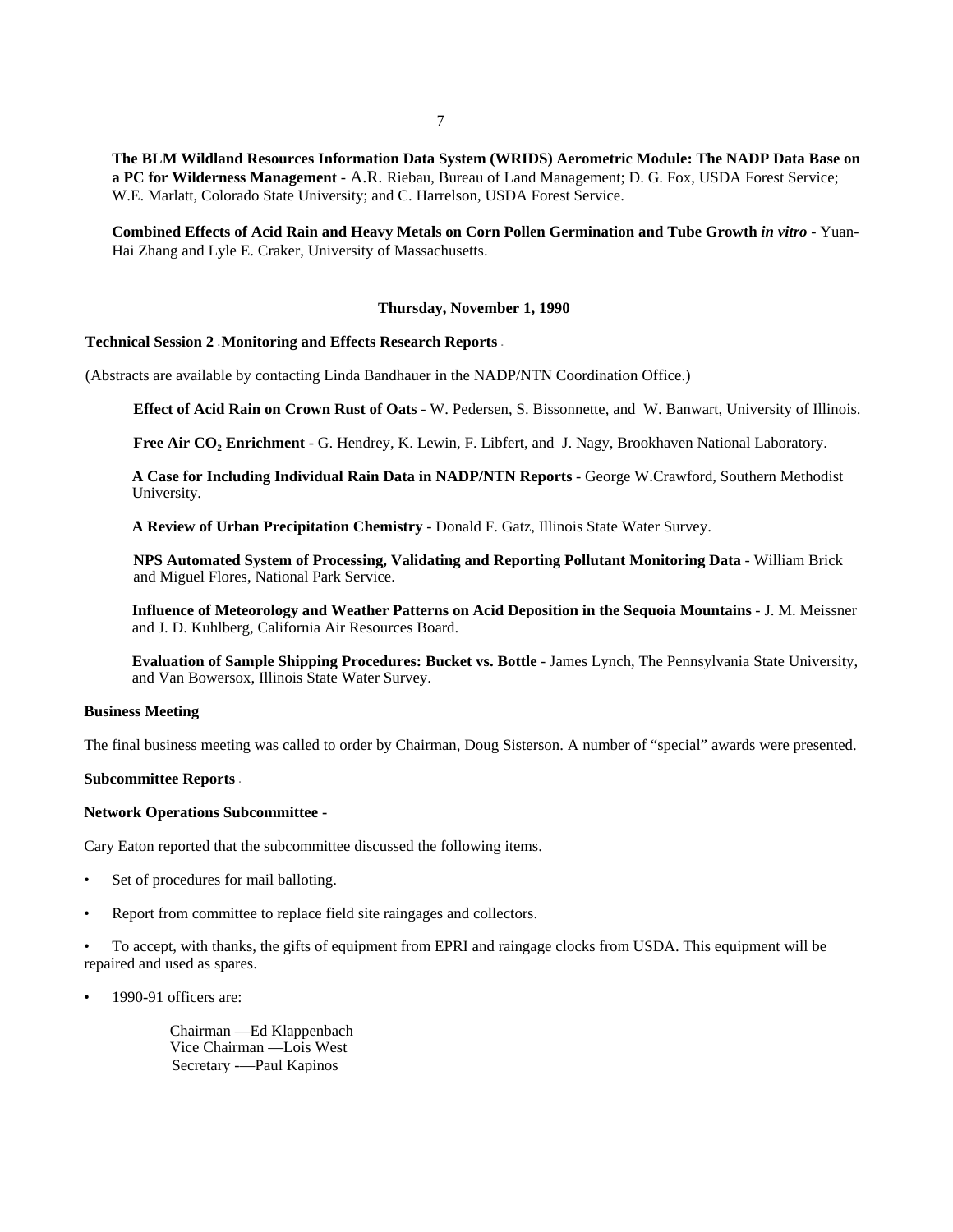**The BLM Wildland Resources Information Data System (WRIDS) Aerometric Module: The NADP Data Base on a PC for Wilderness Management** - A.R. Riebau, Bureau of Land Management; D. G. Fox, USDA Forest Service; W.E. Marlatt, Colorado State University; and C. Harrelson, USDA Forest Service.

**Combined Effects of Acid Rain and Heavy Metals on Corn Pollen Germination and Tube Growth *in vitro*** - Yuan-Hai Zhang and Lyle E. Craker, University of Massachusetts.

**Thursday, November 1, 1990**

**Technical Session 2 - Monitoring and Effects Research Reports** -

(Abstracts are available by contacting Linda Bandhauer in the NADP/NTN Coordination Office.)

**Effect of Acid Rain on Crown Rust of Oats** - W. Pedersen, S. Bissonnette, and W. Banwart, University of Illinois.

**Free Air $CO_2$ Enrichment** - G. Hendrey, K. Lewin, F. Libfert, and J. Nagy, Brookhaven National Laboratory.

**A Case for Including Individual Rain Data in NADP/NTN Reports** - George W.Crawford, Southern Methodist University.

**A Review of Urban Precipitation Chemistry** - Donald F. Gatz, Illinois State Water Survey.

**NPS Automated System of Processing, Validating and Reporting Pollutant Monitoring Data** - William Brick and Miguel Flores, National Park Service.

**Influence of Meteorology and Weather Patterns on Acid Deposition in the Sequoia Mountains** - J. M. Meissner and J. D. Kuhlberg, California Air Resources Board.

**Evaluation of Sample Shipping Procedures: Bucket vs. Bottle** - James Lynch, The Pennsylvania State University, and Van Bowersox, Illinois State Water Survey.

**Business Meeting**

The final business meeting was called to order by Chairman, Doug Sisterson. A number of "special" awards were presented.

**Subcommittee Reports** -

**Network Operations Subcommittee** -

Cary Eaton reported that the subcommittee discussed the following items.

- Set of procedures for mail balloting.
- Report from committee to replace field site raingages and collectors.
- To accept, with thanks, the gifts of equipment from EPRI and raingage clocks from USDA. This equipment will be repaired and used as spares.
- 1990-91 officers are:

  Chairman —Ed Klappenbach
  Vice Chairman —Lois West
  Secretary —Paul Kapinos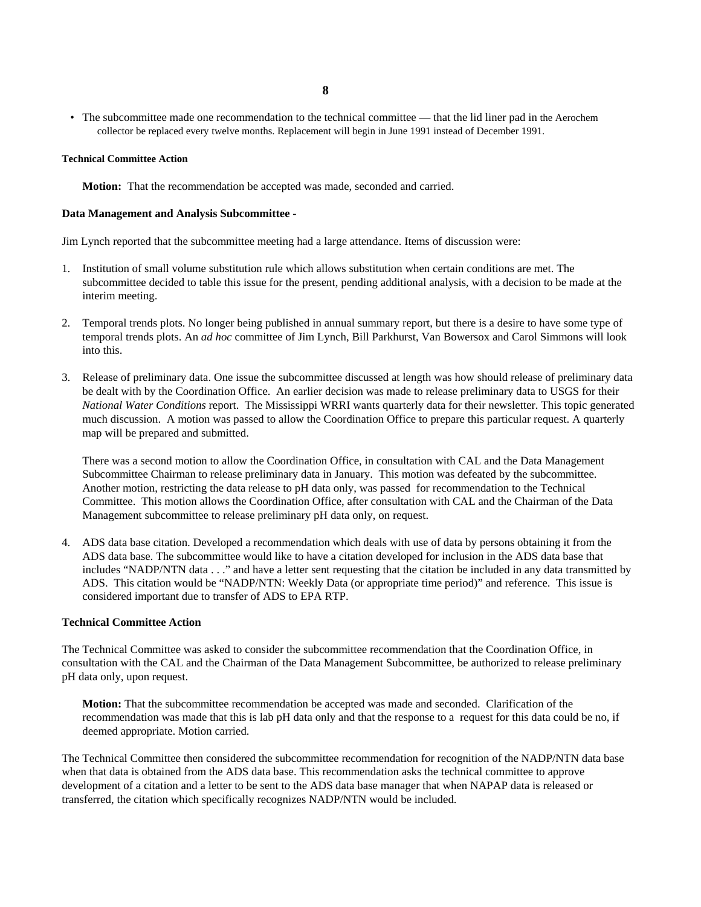- The subcommittee made one recommendation to the technical committee — that the lid liner pad in the Aerochem collector be replaced every twelve months. Replacement will begin in June 1991 instead of December 1991.

**Technical Committee Action**

**Motion:** That the recommendation be accepted was made, seconded and carried.

**Data Management and Analysis Subcommittee -**

Jim Lynch reported that the subcommittee meeting had a large attendance. Items of discussion were:

1. Institution of small volume substitution rule which allows substitution when certain conditions are met. The subcommittee decided to table this issue for the present, pending additional analysis, with a decision to be made at the interim meeting.

2. Temporal trends plots. No longer being published in annual summary report, but there is a desire to have some type of temporal trends plots. An *ad hoc* committee of Jim Lynch, Bill Parkhurst, Van Bowersox and Carol Simmons will look into this.

3. Release of preliminary data. One issue the subcommittee discussed at length was how should release of preliminary data be dealt with by the Coordination Office. An earlier decision was made to release preliminary data to USGS for their *National Water Conditions* report. The Mississippi WRRI wants quarterly data for their newsletter. This topic generated much discussion. A motion was passed to allow the Coordination Office to prepare this particular request. A quarterly map will be prepared and submitted.

   There was a second motion to allow the Coordination Office, in consultation with CAL and the Data Management Subcommittee Chairman to release preliminary data in January. This motion was defeated by the subcommittee. Another motion, restricting the data release to pH data only, was passed for recommendation to the Technical Committee. This motion allows the Coordination Office, after consultation with CAL and the Chairman of the Data Management subcommittee to release preliminary pH data only, on request.

4. ADS data base citation. Developed a recommendation which deals with use of data by persons obtaining it from the ADS data base. The subcommittee would like to have a citation developed for inclusion in the ADS data base that includes "NADP/NTN data . . ." and have a letter sent requesting that the citation be included in any data transmitted by ADS. This citation would be "NADP/NTN: Weekly Data (or appropriate time period)" and reference. This issue is considered important due to transfer of ADS to EPA RTP.

**Technical Committee Action**

The Technical Committee was asked to consider the subcommittee recommendation that the Coordination Office, in consultation with the CAL and the Chairman of the Data Management Subcommittee, be authorized to release preliminary pH data only, upon request.

**Motion:** That the subcommittee recommendation be accepted was made and seconded. Clarification of the recommendation was made that this is lab pH data only and that the response to a request for this data could be no, if deemed appropriate. Motion carried.

The Technical Committee then considered the subcommittee recommendation for recognition of the NADP/NTN data base when that data is obtained from the ADS data base. This recommendation asks the technical committee to approve development of a citation and a letter to be sent to the ADS data base manager that when NAPAP data is released or transferred, the citation which specifically recognizes NADP/NTN would be included.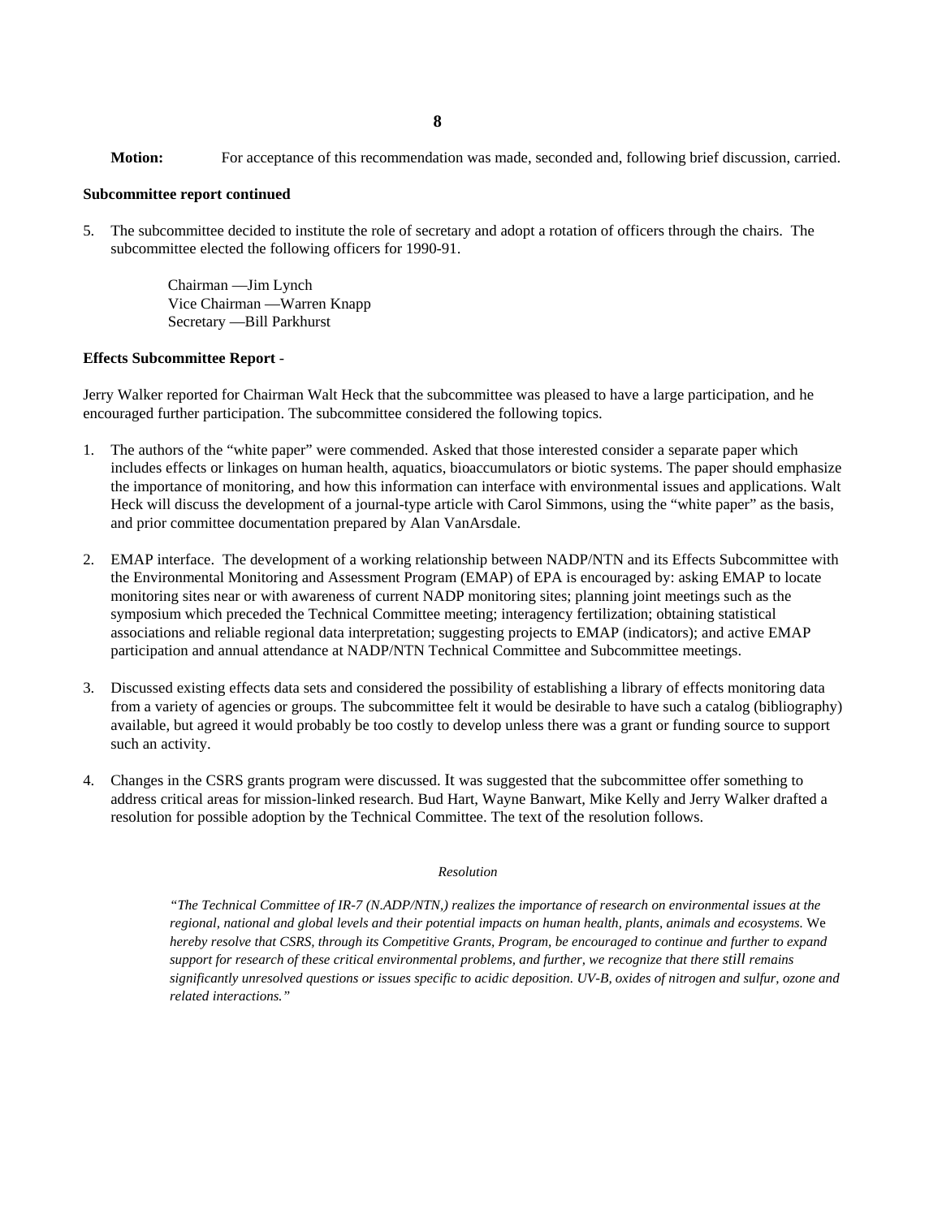**Motion:** For acceptance of this recommendation was made, seconded and, following brief discussion, carried.

**Subcommittee report continued**

5. The subcommittee decided to institute the role of secretary and adopt a rotation of officers through the chairs. The subcommittee elected the following officers for 1990-91.

   Chairman —Jim Lynch
   Vice Chairman —Warren Knapp
   Secretary —Bill Parkhurst

**Effects Subcommittee Report** -

Jerry Walker reported for Chairman Walt Heck that the subcommittee was pleased to have a large participation, and he encouraged further participation. The subcommittee considered the following topics.

1. The authors of the "white paper" were commended. Asked that those interested consider a separate paper which includes effects or linkages on human health, aquatics, bioaccumulators or biotic systems. The paper should emphasize the importance of monitoring, and how this information can interface with environmental issues and applications. Walt Heck will discuss the development of a journal-type article with Carol Simmons, using the "white paper" as the basis, and prior committee documentation prepared by Alan VanArsdale.

2. EMAP interface. The development of a working relationship between NADP/NTN and its Effects Subcommittee with the Environmental Monitoring and Assessment Program (EMAP) of EPA is encouraged by: asking EMAP to locate monitoring sites near or with awareness of current NADP monitoring sites; planning joint meetings such as the symposium which preceded the Technical Committee meeting; interagency fertilization; obtaining statistical associations and reliable regional data interpretation; suggesting projects to EMAP (indicators); and active EMAP participation and annual attendance at NADP/NTN Technical Committee and Subcommittee meetings.

3. Discussed existing effects data sets and considered the possibility of establishing a library of effects monitoring data from a variety of agencies or groups. The subcommittee felt it would be desirable to have such a catalog (bibliography) available, but agreed it would probably be too costly to develop unless there was a grant or funding source to support such an activity.

4. Changes in the CSRS grants program were discussed. It was suggested that the subcommittee offer something to address critical areas for mission-linked research. Bud Hart, Wayne Banwart, Mike Kelly and Jerry Walker drafted a resolution for possible adoption by the Technical Committee. The text of the resolution follows.

*Resolution*

*"The Technical Committee of IR-7 (N.ADP/NTN,) realizes the importance of research on environmental issues at the regional, national and global levels and their potential impacts on human health, plants, animals and ecosystems. We hereby resolve that CSRS, through its Competitive Grants, Program, be encouraged to continue and further to expand support for research of these critical environmental problems, and further, we recognize that there still remains significantly unresolved questions or issues specific to acidic deposition. UV-B, oxides of nitrogen and sulfur, ozone and related interactions."*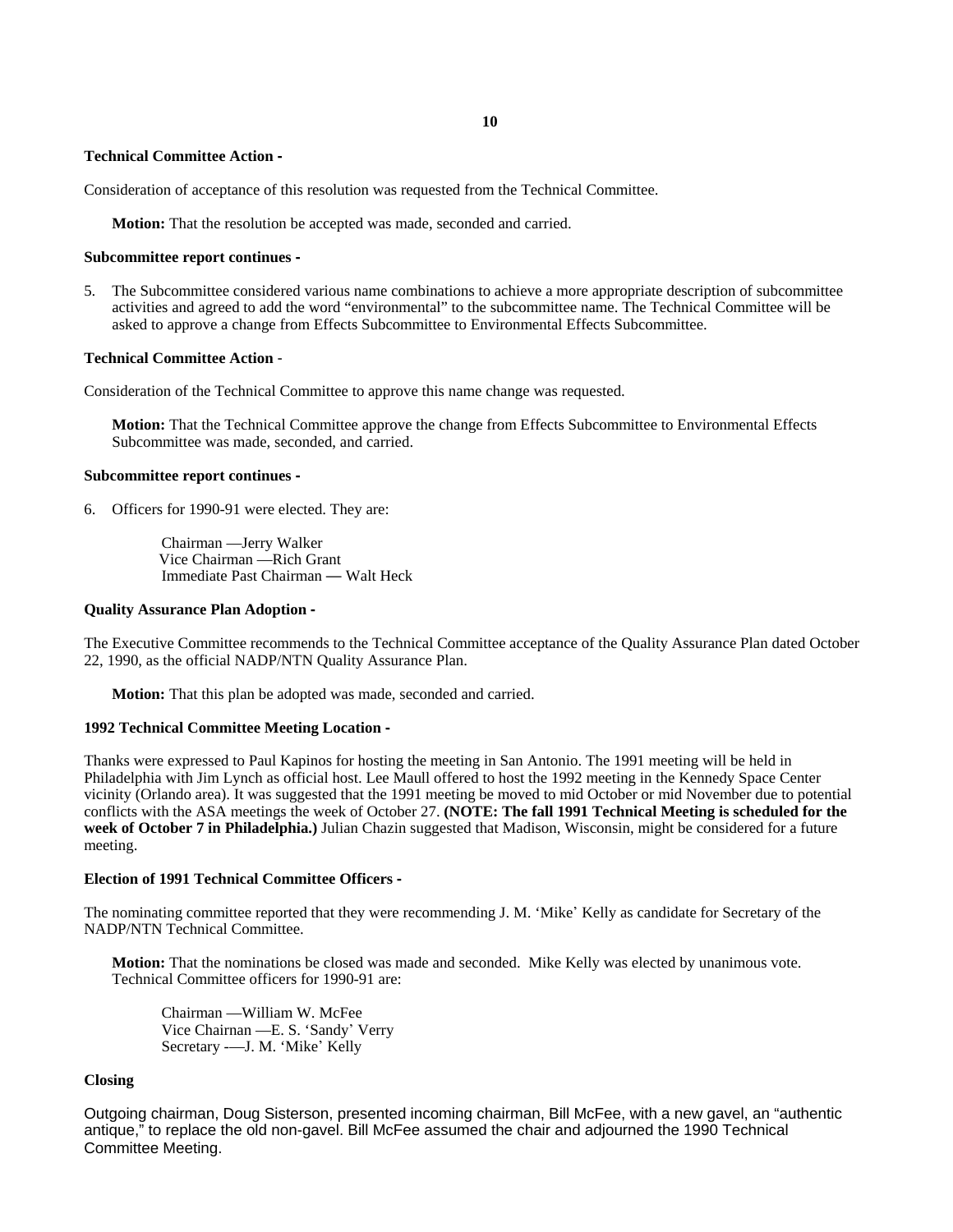**Technical Committee Action -**

Consideration of acceptance of this resolution was requested from the Technical Committee.

> **Motion:** That the resolution be accepted was made, seconded and carried.

**Subcommittee report continues -**

5. The Subcommittee considered various name combinations to achieve a more appropriate description of subcommittee activities and agreed to add the word "environmental" to the subcommittee name. The Technical Committee will be asked to approve a change from Effects Subcommittee to Environmental Effects Subcommittee.

**Technical Committee Action** -

Consideration of the Technical Committee to approve this name change was requested.

> **Motion:** That the Technical Committee approve the change from Effects Subcommittee to Environmental Effects Subcommittee was made, seconded, and carried.

**Subcommittee report continues -**

6. Officers for 1990-91 were elected. They are:

   Chairman —Jerry Walker
   Vice Chairman —Rich Grant
   Immediate Past Chairman — Walt Heck

**Quality Assurance Plan Adoption -**

The Executive Committee recommends to the Technical Committee acceptance of the Quality Assurance Plan dated October 22, 1990, as the official NADP/NTN Quality Assurance Plan.

> **Motion:** That this plan be adopted was made, seconded and carried.

**1992 Technical Committee Meeting Location -**

Thanks were expressed to Paul Kapinos for hosting the meeting in San Antonio. The 1991 meeting will be held in Philadelphia with Jim Lynch as official host. Lee Maull offered to host the 1992 meeting in the Kennedy Space Center vicinity (Orlando area). It was suggested that the 1991 meeting be moved to mid October or mid November due to potential conflicts with the ASA meetings the week of October 27. **(NOTE: The fall 1991 Technical Meeting is scheduled for the week of October 7 in Philadelphia.)** Julian Chazin suggested that Madison, Wisconsin, might be considered for a future meeting.

**Election of 1991 Technical Committee Officers -**

The nominating committee reported that they were recommending J. M. 'Mike' Kelly as candidate for Secretary of the NADP/NTN Technical Committee.

> **Motion:** That the nominations be closed was made and seconded. Mike Kelly was elected by unanimous vote. Technical Committee officers for 1990-91 are:
>
> Chairman —William W. McFee
> Vice Chairnan —E. S. 'Sandy' Verry
> Secretary -—J. M. 'Mike' Kelly

**Closing**

Outgoing chairman, Doug Sisterson, presented incoming chairman, Bill McFee, with a new gavel, an "authentic antique," to replace the old non-gavel. Bill McFee assumed the chair and adjourned the 1990 Technical Committee Meeting.